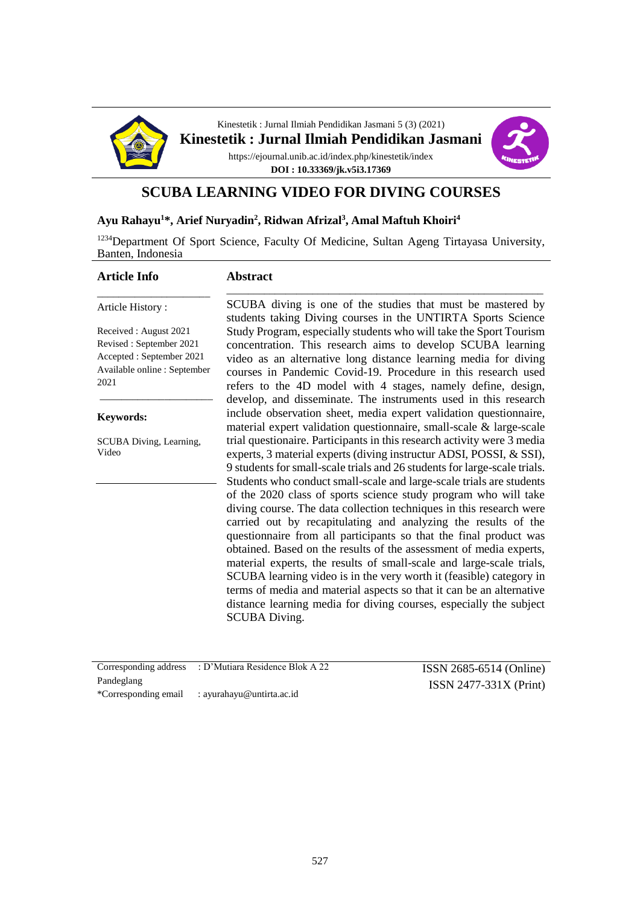# SCUBA LEARNING VIDEO FOR DIVING COURSES

**Ayu Rahayu[1]*, Arief Nuryadin[2], Ridwan Afrizal[3], Amal Maftuh Khoiri[4]**

[1234]Department Of Sport Science, Faculty Of Medicine, Sultan Ageng Tirtayasa University, Banten, Indonesia

## Article Info

Article History :

Received : August 2021
Revised : September 2021
Accepted : September 2021
Available online : September 2021

**Keywords:**

SCUBA Diving, Learning, Video

## Abstract

SCUBA diving is one of the studies that must be mastered by students taking Diving courses in the UNTIRTA Sports Science Study Program, especially students who will take the Sport Tourism concentration. This research aims to develop SCUBA learning video as an alternative long distance learning media for diving courses in Pandemic Covid-19. Procedure in this research used refers to the 4D model with 4 stages, namely define, design, develop, and disseminate. The instruments used in this research include observation sheet, media expert validation questionnaire, material expert validation questionnaire, small-scale & large-scale trial questionaire. Participants in this research activity were 3 media experts, 3 material experts (diving instructur ADSI, POSSI, & SSI), 9 students for small-scale trials and 26 students for large-scale trials. Students who conduct small-scale and large-scale trials are students of the 2020 class of sports science study program who will take diving course. The data collection techniques in this research were carried out by recapitulating and analyzing the results of the questionnaire from all participants so that the final product was obtained. Based on the results of the assessment of media experts, material experts, the results of small-scale and large-scale trials, SCUBA learning video is in the very worth it (feasible) category in terms of media and material aspects so that it can be an alternative distance learning media for diving courses, especially the subject SCUBA Diving.

Corresponding address : D'Mutiara Residence Blok A 22 Pandeglang
*Corresponding email : ayurahayu@untirta.ac.id

ISSN 2685-6514 (Online)
ISSN 2477-331X (Print)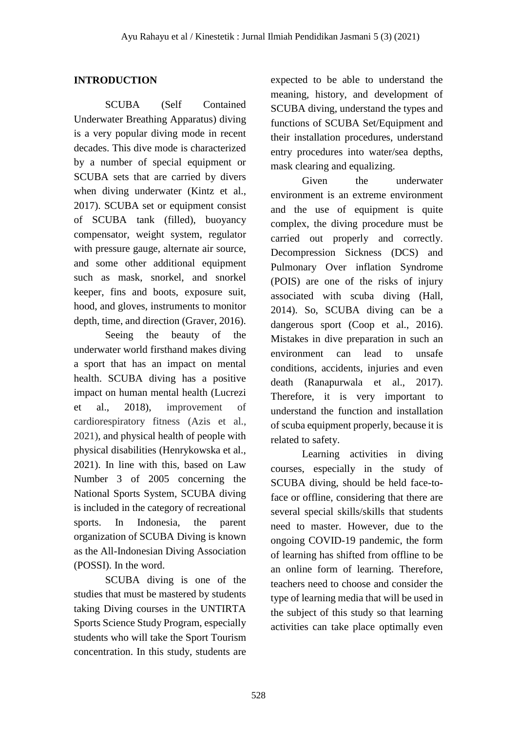## INTRODUCTION

SCUBA (Self Contained Underwater Breathing Apparatus) diving is a very popular diving mode in recent decades. This dive mode is characterized by a number of special equipment or SCUBA sets that are carried by divers when diving underwater (Kintz et al., 2017). SCUBA set or equipment consist of SCUBA tank (filled), buoyancy compensator, weight system, regulator with pressure gauge, alternate air source, and some other additional equipment such as mask, snorkel, and snorkel keeper, fins and boots, exposure suit, hood, and gloves, instruments to monitor depth, time, and direction (Graver, 2016).

Seeing the beauty of the underwater world firsthand makes diving a sport that has an impact on mental health. SCUBA diving has a positive impact on human mental health (Lucrezi et al., 2018), improvement of cardiorespiratory fitness (Azis et al., 2021), and physical health of people with physical disabilities (Henrykowska et al., 2021). In line with this, based on Law Number 3 of 2005 concerning the National Sports System, SCUBA diving is included in the category of recreational sports. In Indonesia, the parent organization of SCUBA Diving is known as the All-Indonesian Diving Association (POSSI). In the word.

SCUBA diving is one of the studies that must be mastered by students taking Diving courses in the UNTIRTA Sports Science Study Program, especially students who will take the Sport Tourism concentration. In this study, students are expected to be able to understand the meaning, history, and development of SCUBA diving, understand the types and functions of SCUBA Set/Equipment and their installation procedures, understand entry procedures into water/sea depths, mask clearing and equalizing.

Given the underwater environment is an extreme environment and the use of equipment is quite complex, the diving procedure must be carried out properly and correctly. Decompression Sickness (DCS) and Pulmonary Over inflation Syndrome (POIS) are one of the risks of injury associated with scuba diving (Hall, 2014). So, SCUBA diving can be a dangerous sport (Coop et al., 2016). Mistakes in dive preparation in such an environment can lead to unsafe conditions, accidents, injuries and even death (Ranapurwala et al., 2017). Therefore, it is very important to understand the function and installation of scuba equipment properly, because it is related to safety.

Learning activities in diving courses, especially in the study of SCUBA diving, should be held face-to-face or offline, considering that there are several special skills/skills that students need to master. However, due to the ongoing COVID-19 pandemic, the form of learning has shifted from offline to be an online form of learning. Therefore, teachers need to choose and consider the type of learning media that will be used in the subject of this study so that learning activities can take place optimally even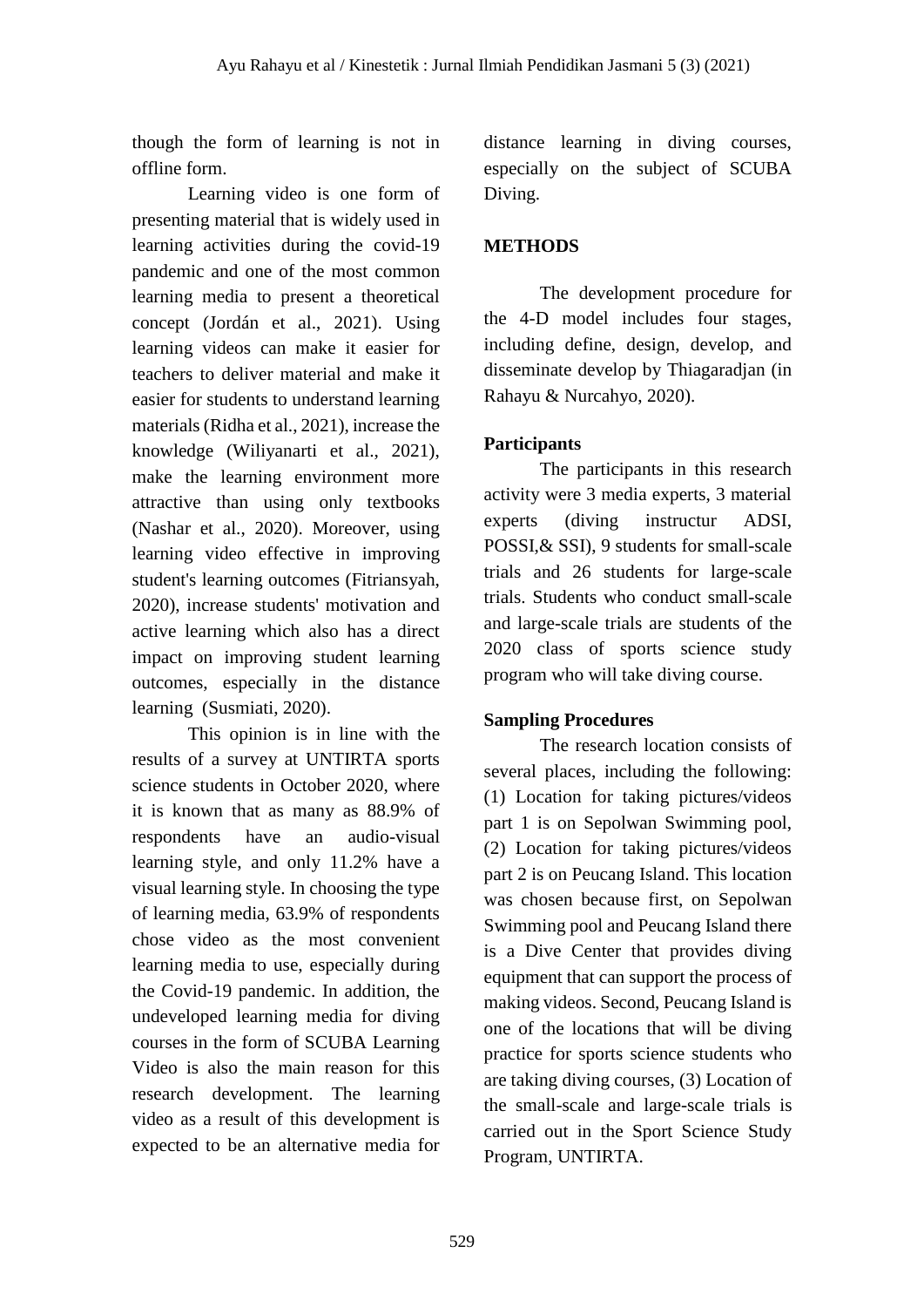though the form of learning is not in offline form.

Learning video is one form of presenting material that is widely used in learning activities during the covid-19 pandemic and one of the most common learning media to present a theoretical concept (Jordán et al., 2021). Using learning videos can make it easier for teachers to deliver material and make it easier for students to understand learning materials (Ridha et al., 2021), increase the knowledge (Wiliyanarti et al., 2021), make the learning environment more attractive than using only textbooks (Nashar et al., 2020). Moreover, using learning video effective in improving student's learning outcomes (Fitriansyah, 2020), increase students' motivation and active learning which also has a direct impact on improving student learning outcomes, especially in the distance learning (Susmiati, 2020).

This opinion is in line with the results of a survey at UNTIRTA sports science students in October 2020, where it is known that as many as 88.9% of respondents have an audio-visual learning style, and only 11.2% have a visual learning style. In choosing the type of learning media, 63.9% of respondents chose video as the most convenient learning media to use, especially during the Covid-19 pandemic. In addition, the undeveloped learning media for diving courses in the form of SCUBA Learning Video is also the main reason for this research development. The learning video as a result of this development is expected to be an alternative media for distance learning in diving courses, especially on the subject of SCUBA Diving.

## METHODS

The development procedure for the 4-D model includes four stages, including define, design, develop, and disseminate develop by Thiagaradjan (in Rahayu & Nurcahyo, 2020).

### Participants

The participants in this research activity were 3 media experts, 3 material experts (diving instructur ADSI, POSSI,& SSI), 9 students for small-scale trials and 26 students for large-scale trials. Students who conduct small-scale and large-scale trials are students of the 2020 class of sports science study program who will take diving course.

### Sampling Procedures

The research location consists of several places, including the following: (1) Location for taking pictures/videos part 1 is on Sepolwan Swimming pool, (2) Location for taking pictures/videos part 2 is on Peucang Island. This location was chosen because first, on Sepolwan Swimming pool and Peucang Island there is a Dive Center that provides diving equipment that can support the process of making videos. Second, Peucang Island is one of the locations that will be diving practice for sports science students who are taking diving courses, (3) Location of the small-scale and large-scale trials is carried out in the Sport Science Study Program, UNTIRTA.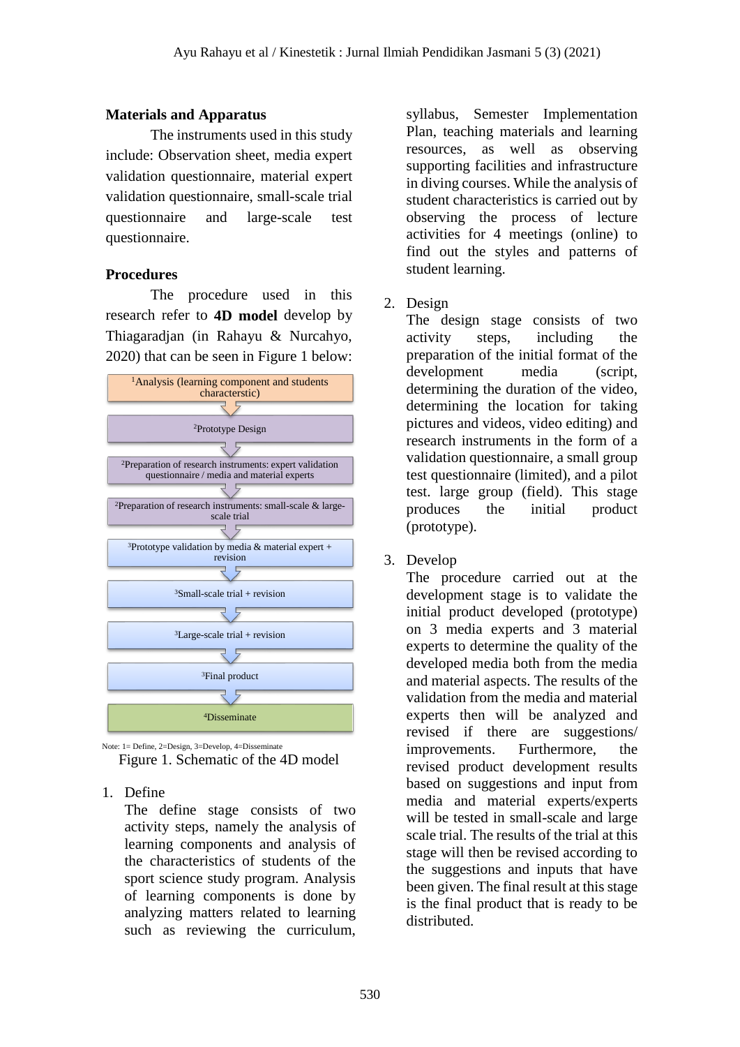**Materials and Apparatus**

The instruments used in this study include: Observation sheet, media expert validation questionnaire, material expert validation questionnaire, small-scale trial questionnaire and large-scale test questionnaire.

**Procedures**

The procedure used in this research refer to **4D model** develop by Thiagaradjan (in Rahayu & Nurcahyo, 2020) that can be seen in Figure 1 below:

[1]Analysis (learning component and students characterstic)

[2]Prototype Design

[2]Preparation of research instruments: expert validation questionnaire / media and material experts

[2]Preparation of research instruments: small-scale & large-scale trial

[3]Prototype validation by media & material expert + revision

[3]Small-scale trial + revision

[3]Large-scale trial + revision

[3]Final product

[4]Disseminate

Note: 1= Define, 2=Design, 3=Develop, 4=Disseminate

Figure 1. Schematic of the 4D model

1. Define
   The define stage consists of two activity steps, namely the analysis of learning components and analysis of the characteristics of students of the sport science study program. Analysis of learning components is done by analyzing matters related to learning such as reviewing the curriculum, syllabus, Semester Implementation Plan, teaching materials and learning resources, as well as observing supporting facilities and infrastructure in diving courses. While the analysis of student characteristics is carried out by observing the process of lecture activities for 4 meetings (online) to find out the styles and patterns of student learning.

2. Design
   The design stage consists of two activity steps, including the preparation of the initial format of the development media (script, determining the duration of the video, determining the location for taking pictures and videos, video editing) and research instruments in the form of a validation questionnaire, a small group test questionnaire (limited), and a pilot test. large group (field). This stage produces the initial product (prototype).

3. Develop
   The procedure carried out at the development stage is to validate the initial product developed (prototype) on 3 media experts and 3 material experts to determine the quality of the developed media both from the media and material aspects. The results of the validation from the media and material experts then will be analyzed and revised if there are suggestions/ improvements. Furthermore, the revised product development results based on suggestions and input from media and material experts/experts will be tested in small-scale and large scale trial. The results of the trial at this stage will then be revised according to the suggestions and inputs that have been given. The final result at this stage is the final product that is ready to be distributed.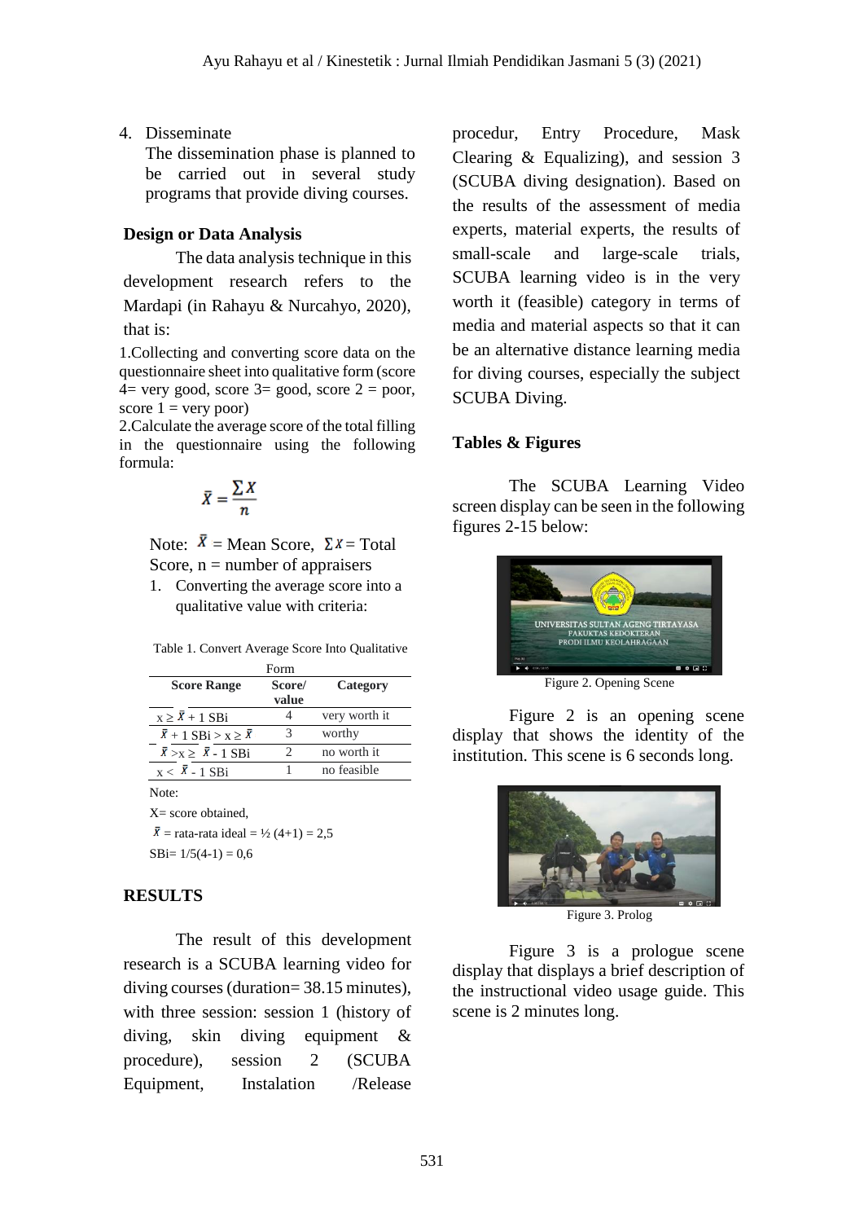4. Disseminate

   The dissemination phase is planned to be carried out in several study programs that provide diving courses.

## Design or Data Analysis

The data analysis technique in this development research refers to the Mardapi (in Rahayu & Nurcahyo, 2020), that is:

1.Collecting and converting score data on the questionnaire sheet into qualitative form (score 4= very good, score 3= good, score 2 = poor, score 1 = very poor)

2.Calculate the average score of the total filling in the questionnaire using the following formula:

$$\bar{X} = \frac{\sum X}{n}$$

Note: $\bar{X}$ = Mean Score, $\sum X$ = Total Score, n = number of appraisers

1. Converting the average score into a qualitative value with criteria:

Table 1. Convert Average Score Into Qualitative Form

| Score Range | Score/ value | Category |
|---|---|---|
| $x \geq \bar{X} + 1$ SBi | 4 | very worth it |
| $\bar{X} + 1$ SBi $> x \geq \bar{X}$ | 3 | worthy |
| $\bar{X} > x \geq \bar{X} - 1$ SBi | 2 | no worth it |
| $x < \bar{X} - 1$ SBi | 1 | no feasible |

Note:

X= score obtained,

$\bar{X}$ = rata-rata ideal = ½ (4+1) = 2,5

SBi= 1/5(4-1) = 0,6

## RESULTS

The result of this development research is a SCUBA learning video for diving courses (duration= 38.15 minutes), with three session: session 1 (history of diving, skin diving equipment & procedure), session 2 (SCUBA Equipment, Instalation /Release procedur, Entry Procedure, Mask Clearing & Equalizing), and session 3 (SCUBA diving designation). Based on the results of the assessment of media experts, material experts, the results of small-scale and large-scale trials, SCUBA learning video is in the very worth it (feasible) category in terms of media and material aspects so that it can be an alternative distance learning media for diving courses, especially the subject SCUBA Diving.

## Tables & Figures

The SCUBA Learning Video screen display can be seen in the following figures 2-15 below:

Figure 2. Opening Scene

Figure 2 is an opening scene display that shows the identity of the institution. This scene is 6 seconds long.

Figure 3. Prolog

Figure 3 is a prologue scene display that displays a brief description of the instructional video usage guide. This scene is 2 minutes long.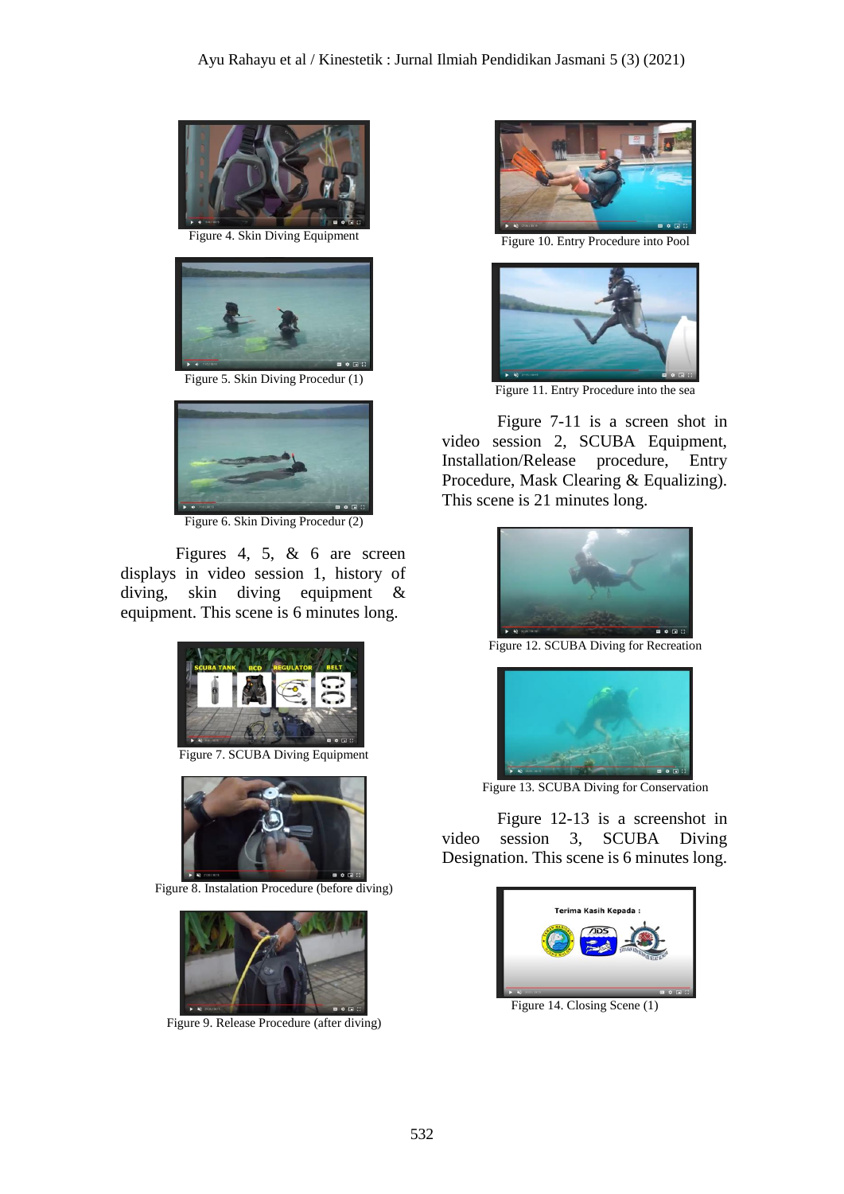Figure 4. Skin Diving Equipment

Figure 5. Skin Diving Procedur (1)

Figure 6. Skin Diving Procedur (2)

Figures 4, 5, & 6 are screen displays in video session 1, history of diving, skin diving equipment & equipment. This scene is 6 minutes long.

Figure 7. SCUBA Diving Equipment

Figure 8. Instalation Procedure (before diving)

Figure 9. Release Procedure (after diving)

Figure 10. Entry Procedure into Pool

Figure 11. Entry Procedure into the sea

Figure 7-11 is a screen shot in video session 2, SCUBA Equipment, Installation/Release procedure, Entry Procedure, Mask Clearing & Equalizing). This scene is 21 minutes long.

Figure 12. SCUBA Diving for Recreation

Figure 13. SCUBA Diving for Conservation

Figure 12-13 is a screenshot in video session 3, SCUBA Diving Designation. This scene is 6 minutes long.

Figure 14. Closing Scene (1)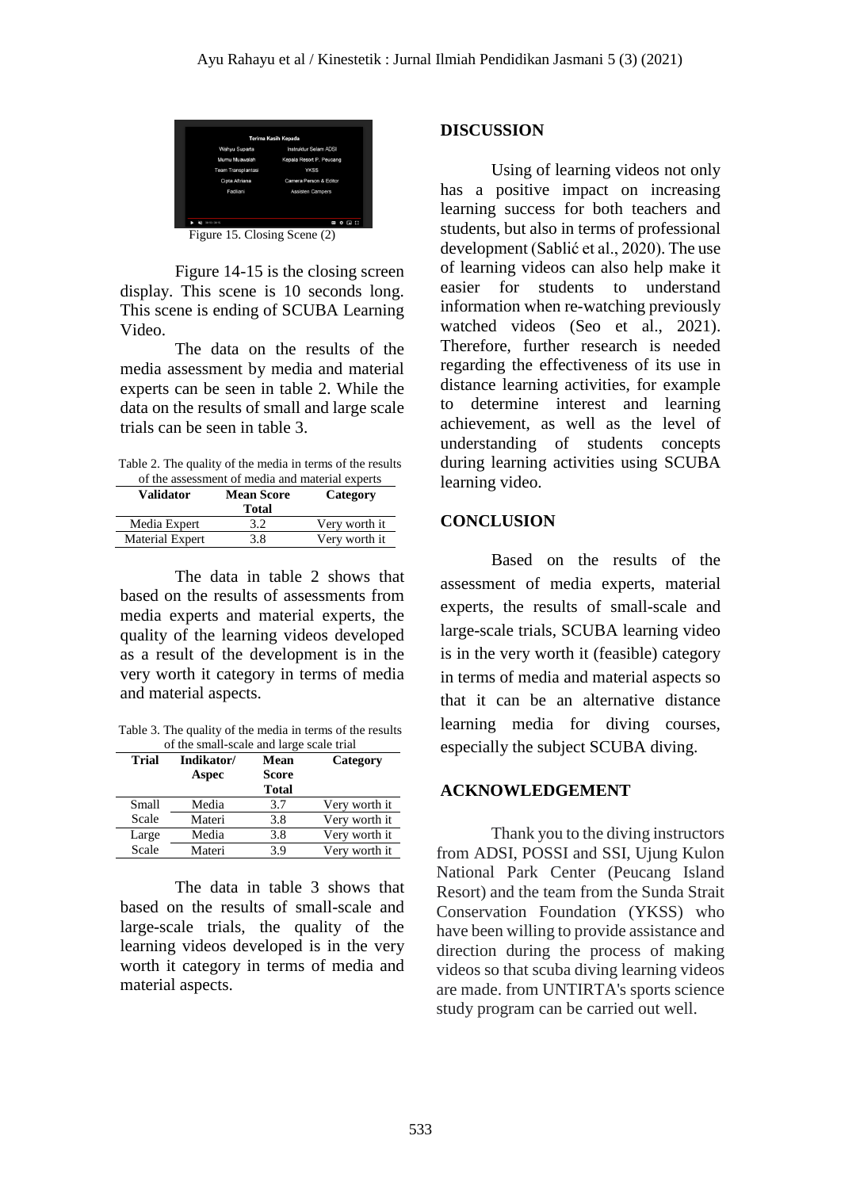Figure 15. Closing Scene (2)

Figure 14-15 is the closing screen display. This scene is 10 seconds long. This scene is ending of SCUBA Learning Video.

The data on the results of the media assessment by media and material experts can be seen in table 2. While the data on the results of small and large scale trials can be seen in table 3.

Table 2. The quality of the media in terms of the results of the assessment of media and material experts

| Validator | Mean Score Total | Category |
|---|---|---|
| Media Expert | 3.2 | Very worth it |
| Material Expert | 3.8 | Very worth it |

The data in table 2 shows that based on the results of assessments from media experts and material experts, the quality of the learning videos developed as a result of the development is in the very worth it category in terms of media and material aspects.

Table 3. The quality of the media in terms of the results of the small-scale and large scale trial

| Trial | Indikator/ Aspec | Mean Score Total | Category |
|---|---|---|---|
| Small Scale | Media | 3.7 | Very worth it |
| | Materi | 3.8 | Very worth it |
| Large Scale | Media | 3.8 | Very worth it |
| | Materi | 3.9 | Very worth it |

The data in table 3 shows that based on the results of small-scale and large-scale trials, the quality of the learning videos developed is in the very worth it category in terms of media and material aspects.

## DISCUSSION

Using of learning videos not only has a positive impact on increasing learning success for both teachers and students, but also in terms of professional development (Sablić et al., 2020). The use of learning videos can also help make it easier for students to understand information when re-watching previously watched videos (Seo et al., 2021). Therefore, further research is needed regarding the effectiveness of its use in distance learning activities, for example to determine interest and learning achievement, as well as the level of understanding of students concepts during learning activities using SCUBA learning video.

## CONCLUSION

Based on the results of the assessment of media experts, material experts, the results of small-scale and large-scale trials, SCUBA learning video is in the very worth it (feasible) category in terms of media and material aspects so that it can be an alternative distance learning media for diving courses, especially the subject SCUBA diving.

## ACKNOWLEDGEMENT

Thank you to the diving instructors from ADSI, POSSI and SSI, Ujung Kulon National Park Center (Peucang Island Resort) and the team from the Sunda Strait Conservation Foundation (YKSS) who have been willing to provide assistance and direction during the process of making videos so that scuba diving learning videos are made. from UNTIRTA's sports science study program can be carried out well.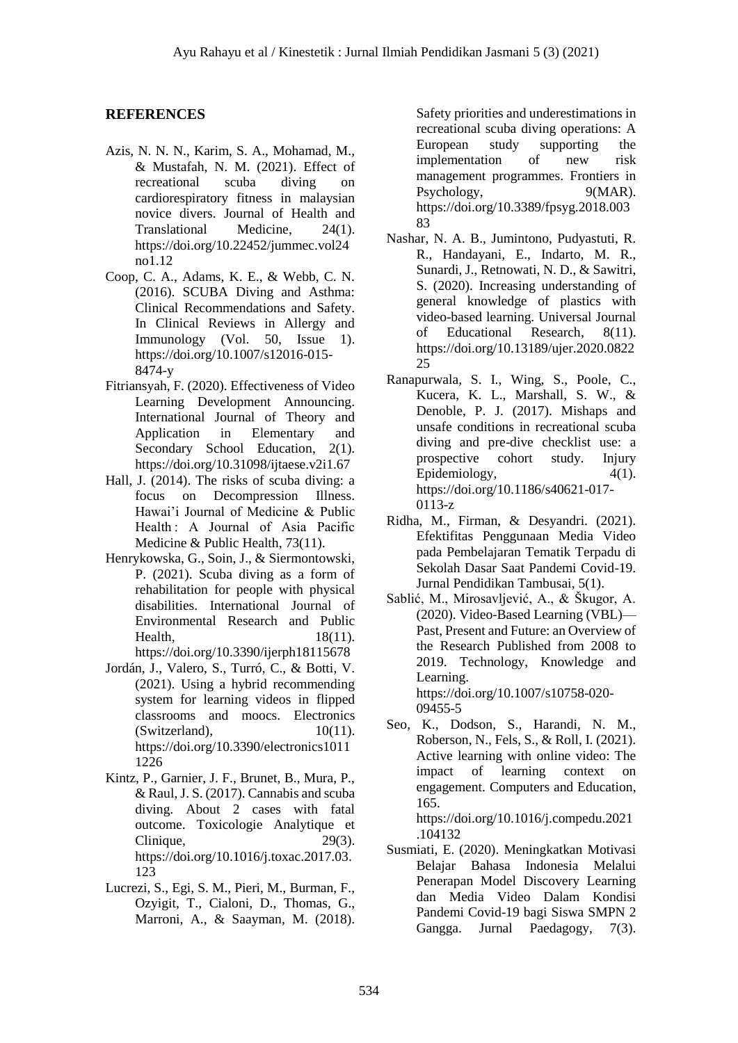## REFERENCES

Azis, N. N. N., Karim, S. A., Mohamad, M., & Mustafah, N. M. (2021). Effect of recreational scuba diving on cardiorespiratory fitness in malaysian novice divers. Journal of Health and Translational Medicine, 24(1). https://doi.org/10.22452/jummec.vol24no1.12

Coop, C. A., Adams, K. E., & Webb, C. N. (2016). SCUBA Diving and Asthma: Clinical Recommendations and Safety. In Clinical Reviews in Allergy and Immunology (Vol. 50, Issue 1). https://doi.org/10.1007/s12016-015-8474-y

Fitriansyah, F. (2020). Effectiveness of Video Learning Development Announcing. International Journal of Theory and Application in Elementary and Secondary School Education, 2(1). https://doi.org/10.31098/ijtaese.v2i1.67

Hall, J. (2014). The risks of scuba diving: a focus on Decompression Illness. Hawai'i Journal of Medicine & Public Health : A Journal of Asia Pacific Medicine & Public Health, 73(11).

Henrykowska, G., Soin, J., & Siermontowski, P. (2021). Scuba diving as a form of rehabilitation for people with physical disabilities. International Journal of Environmental Research and Public Health, 18(11). https://doi.org/10.3390/ijerph18115678

Jordán, J., Valero, S., Turró, C., & Botti, V. (2021). Using a hybrid recommending system for learning videos in flipped classrooms and moocs. Electronics (Switzerland), 10(11). https://doi.org/10.3390/electronics10111226

Kintz, P., Garnier, J. F., Brunet, B., Mura, P., & Raul, J. S. (2017). Cannabis and scuba diving. About 2 cases with fatal outcome. Toxicologie Analytique et Clinique, 29(3). https://doi.org/10.1016/j.toxac.2017.03.123

Lucrezi, S., Egi, S. M., Pieri, M., Burman, F., Ozyigit, T., Cialoni, D., Thomas, G., Marroni, A., & Saayman, M. (2018). Safety priorities and underestimations in recreational scuba diving operations: A European study supporting the implementation of new risk management programmes. Frontiers in Psychology, 9(MAR). https://doi.org/10.3389/fpsyg.2018.00383

Nashar, N. A. B., Jumintono, Pudyastuti, R. R., Handayani, E., Indarto, M. R., Sunardi, J., Retnowati, N. D., & Sawitri, S. (2020). Increasing understanding of general knowledge of plastics with video-based learning. Universal Journal of Educational Research, 8(11). https://doi.org/10.13189/ujer.2020.082225

Ranapurwala, S. I., Wing, S., Poole, C., Kucera, K. L., Marshall, S. W., & Denoble, P. J. (2017). Mishaps and unsafe conditions in recreational scuba diving and pre-dive checklist use: a prospective cohort study. Injury Epidemiology, 4(1). https://doi.org/10.1186/s40621-017-0113-z

Ridha, M., Firman, & Desyandri. (2021). Efektifitas Penggunaan Media Video pada Pembelajaran Tematik Terpadu di Sekolah Dasar Saat Pandemi Covid-19. Jurnal Pendidikan Tambusai, 5(1).

Sablić, M., Mirosavljević, A., & Škugor, A. (2020). Video-Based Learning (VBL)—Past, Present and Future: an Overview of the Research Published from 2008 to 2019. Technology, Knowledge and Learning. https://doi.org/10.1007/s10758-020-09455-5

Seo, K., Dodson, S., Harandi, N. M., Roberson, N., Fels, S., & Roll, I. (2021). Active learning with online video: The impact of learning context on engagement. Computers and Education, 165. https://doi.org/10.1016/j.compedu.2021.104132

Susmiati, E. (2020). Meningkatkan Motivasi Belajar Bahasa Indonesia Melalui Penerapan Model Discovery Learning dan Media Video Dalam Kondisi Pandemi Covid-19 bagi Siswa SMPN 2 Gangga. Jurnal Paedagogy, 7(3).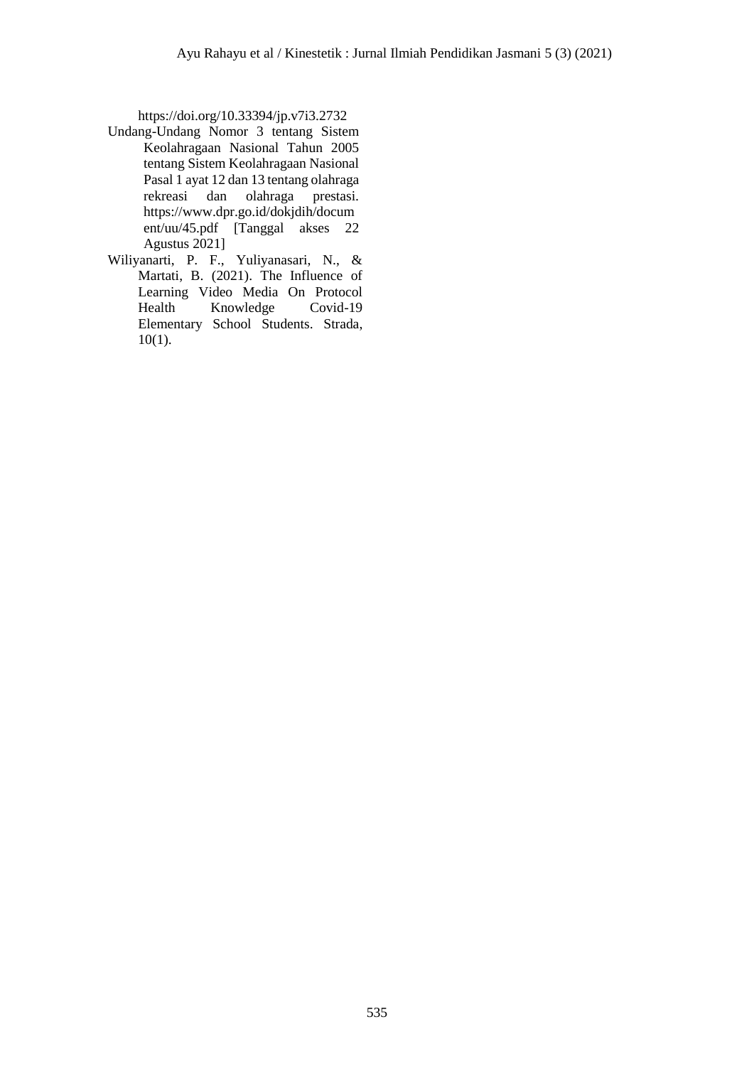https://doi.org/10.33394/jp.v7i3.2732

Undang-Undang Nomor 3 tentang Sistem Keolahragaan Nasional Tahun 2005 tentang Sistem Keolahragaan Nasional Pasal 1 ayat 12 dan 13 tentang olahraga rekreasi dan olahraga prestasi. https://www.dpr.go.id/dokjdih/document/uu/45.pdf [Tanggal akses 22 Agustus 2021]

Wiliyanarti, P. F., Yuliyanasari, N., & Martati, B. (2021). The Influence of Learning Video Media On Protocol Health Knowledge Covid-19 Elementary School Students. Strada, 10(1).